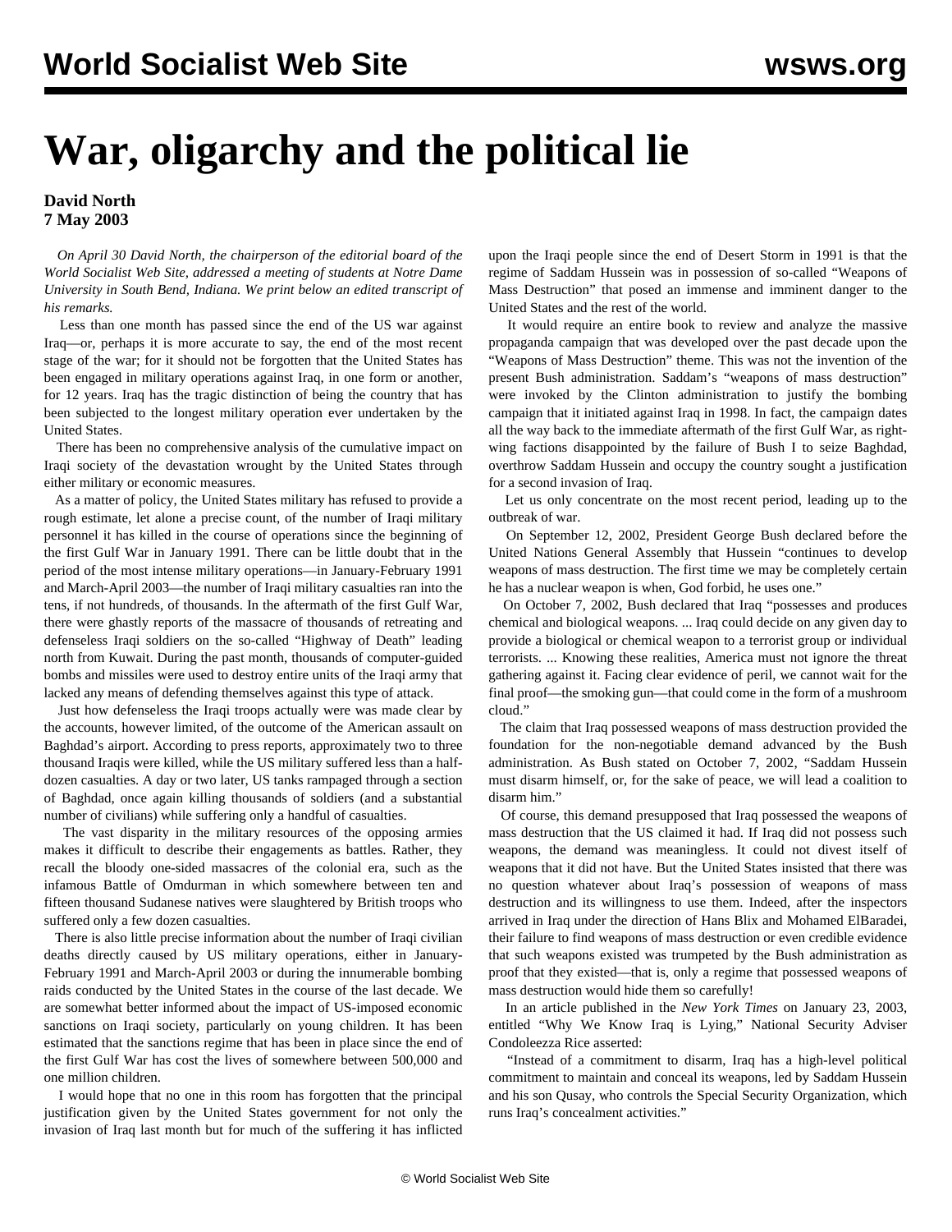# War, oligarchy and the political lie

**David North**
**7 May 2003**

*On April 30 David North, the chairperson of the editorial board of the World Socialist Web Site, addressed a meeting of students at Notre Dame University in South Bend, Indiana. We print below an edited transcript of his remarks.*

Less than one month has passed since the end of the US war against Iraq—or, perhaps it is more accurate to say, the end of the most recent stage of the war; for it should not be forgotten that the United States has been engaged in military operations against Iraq, in one form or another, for 12 years. Iraq has the tragic distinction of being the country that has been subjected to the longest military operation ever undertaken by the United States.

There has been no comprehensive analysis of the cumulative impact on Iraqi society of the devastation wrought by the United States through either military or economic measures.

As a matter of policy, the United States military has refused to provide a rough estimate, let alone a precise count, of the number of Iraqi military personnel it has killed in the course of operations since the beginning of the first Gulf War in January 1991. There can be little doubt that in the period of the most intense military operations—in January-February 1991 and March-April 2003—the number of Iraqi military casualties ran into the tens, if not hundreds, of thousands. In the aftermath of the first Gulf War, there were ghastly reports of the massacre of thousands of retreating and defenseless Iraqi soldiers on the so-called "Highway of Death" leading north from Kuwait. During the past month, thousands of computer-guided bombs and missiles were used to destroy entire units of the Iraqi army that lacked any means of defending themselves against this type of attack.

Just how defenseless the Iraqi troops actually were was made clear by the accounts, however limited, of the outcome of the American assault on Baghdad's airport. According to press reports, approximately two to three thousand Iraqis were killed, while the US military suffered less than a half-dozen casualties. A day or two later, US tanks rampaged through a section of Baghdad, once again killing thousands of soldiers (and a substantial number of civilians) while suffering only a handful of casualties.

The vast disparity in the military resources of the opposing armies makes it difficult to describe their engagements as battles. Rather, they recall the bloody one-sided massacres of the colonial era, such as the infamous Battle of Omdurman in which somewhere between ten and fifteen thousand Sudanese natives were slaughtered by British troops who suffered only a few dozen casualties.

There is also little precise information about the number of Iraqi civilian deaths directly caused by US military operations, either in January-February 1991 and March-April 2003 or during the innumerable bombing raids conducted by the United States in the course of the last decade. We are somewhat better informed about the impact of US-imposed economic sanctions on Iraqi society, particularly on young children. It has been estimated that the sanctions regime that has been in place since the end of the first Gulf War has cost the lives of somewhere between 500,000 and one million children.

I would hope that no one in this room has forgotten that the principal justification given by the United States government for not only the invasion of Iraq last month but for much of the suffering it has inflicted upon the Iraqi people since the end of Desert Storm in 1991 is that the regime of Saddam Hussein was in possession of so-called "Weapons of Mass Destruction" that posed an immense and imminent danger to the United States and the rest of the world.

It would require an entire book to review and analyze the massive propaganda campaign that was developed over the past decade upon the "Weapons of Mass Destruction" theme. This was not the invention of the present Bush administration. Saddam's "weapons of mass destruction" were invoked by the Clinton administration to justify the bombing campaign that it initiated against Iraq in 1998. In fact, the campaign dates all the way back to the immediate aftermath of the first Gulf War, as right-wing factions disappointed by the failure of Bush I to seize Baghdad, overthrow Saddam Hussein and occupy the country sought a justification for a second invasion of Iraq.

Let us only concentrate on the most recent period, leading up to the outbreak of war.

On September 12, 2002, President George Bush declared before the United Nations General Assembly that Hussein "continues to develop weapons of mass destruction. The first time we may be completely certain he has a nuclear weapon is when, God forbid, he uses one."

On October 7, 2002, Bush declared that Iraq "possesses and produces chemical and biological weapons. ... Iraq could decide on any given day to provide a biological or chemical weapon to a terrorist group or individual terrorists. ... Knowing these realities, America must not ignore the threat gathering against it. Facing clear evidence of peril, we cannot wait for the final proof—the smoking gun—that could come in the form of a mushroom cloud."

The claim that Iraq possessed weapons of mass destruction provided the foundation for the non-negotiable demand advanced by the Bush administration. As Bush stated on October 7, 2002, "Saddam Hussein must disarm himself, or, for the sake of peace, we will lead a coalition to disarm him."

Of course, this demand presupposed that Iraq possessed the weapons of mass destruction that the US claimed it had. If Iraq did not possess such weapons, the demand was meaningless. It could not divest itself of weapons that it did not have. But the United States insisted that there was no question whatever about Iraq's possession of weapons of mass destruction and its willingness to use them. Indeed, after the inspectors arrived in Iraq under the direction of Hans Blix and Mohamed ElBaradei, their failure to find weapons of mass destruction or even credible evidence that such weapons existed was trumpeted by the Bush administration as proof that they existed—that is, only a regime that possessed weapons of mass destruction would hide them so carefully!

In an article published in the *New York Times* on January 23, 2003, entitled "Why We Know Iraq is Lying," National Security Adviser Condoleezza Rice asserted:

"Instead of a commitment to disarm, Iraq has a high-level political commitment to maintain and conceal its weapons, led by Saddam Hussein and his son Qusay, who controls the Special Security Organization, which runs Iraq's concealment activities."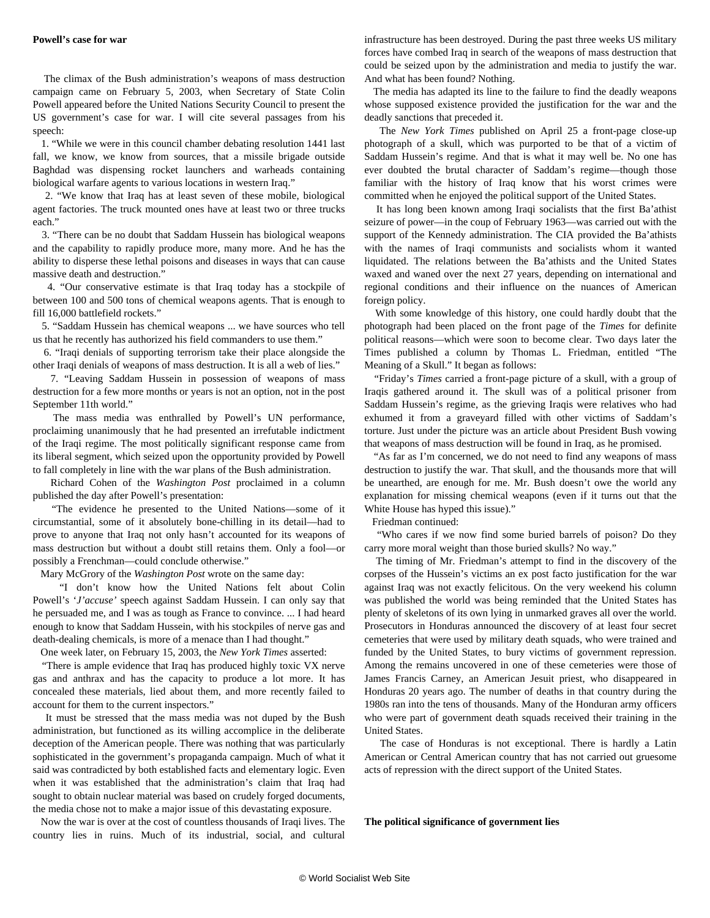**Powell's case for war**

The climax of the Bush administration's weapons of mass destruction campaign came on February 5, 2003, when Secretary of State Colin Powell appeared before the United Nations Security Council to present the US government's case for war. I will cite several passages from his speech:

1. "While we were in this council chamber debating resolution 1441 last fall, we know, we know from sources, that a missile brigade outside Baghdad was dispensing rocket launchers and warheads containing biological warfare agents to various locations in western Iraq."

2. "We know that Iraq has at least seven of these mobile, biological agent factories. The truck mounted ones have at least two or three trucks each."

3. "There can be no doubt that Saddam Hussein has biological weapons and the capability to rapidly produce more, many more. And he has the ability to disperse these lethal poisons and diseases in ways that can cause massive death and destruction."

4. "Our conservative estimate is that Iraq today has a stockpile of between 100 and 500 tons of chemical weapons agents. That is enough to fill 16,000 battlefield rockets."

5. "Saddam Hussein has chemical weapons ... we have sources who tell us that he recently has authorized his field commanders to use them."

6. "Iraqi denials of supporting terrorism take their place alongside the other Iraqi denials of weapons of mass destruction. It is all a web of lies."

7. "Leaving Saddam Hussein in possession of weapons of mass destruction for a few more months or years is not an option, not in the post September 11th world."

The mass media was enthralled by Powell's UN performance, proclaiming unanimously that he had presented an irrefutable indictment of the Iraqi regime. The most politically significant response came from its liberal segment, which seized upon the opportunity provided by Powell to fall completely in line with the war plans of the Bush administration.

Richard Cohen of the *Washington Post* proclaimed in a column published the day after Powell's presentation:

"The evidence he presented to the United Nations—some of it circumstantial, some of it absolutely bone-chilling in its detail—had to prove to anyone that Iraq not only hasn't accounted for its weapons of mass destruction but without a doubt still retains them. Only a fool—or possibly a Frenchman—could conclude otherwise."

Mary McGrory of the *Washington Post* wrote on the same day:

"I don't know how the United Nations felt about Colin Powell's '*J'accuse*' speech against Saddam Hussein. I can only say that he persuaded me, and I was as tough as France to convince. ... I had heard enough to know that Saddam Hussein, with his stockpiles of nerve gas and death-dealing chemicals, is more of a menace than I had thought."

One week later, on February 15, 2003, the *New York Times* asserted:

"There is ample evidence that Iraq has produced highly toxic VX nerve gas and anthrax and has the capacity to produce a lot more. It has concealed these materials, lied about them, and more recently failed to account for them to the current inspectors."

It must be stressed that the mass media was not duped by the Bush administration, but functioned as its willing accomplice in the deliberate deception of the American people. There was nothing that was particularly sophisticated in the government's propaganda campaign. Much of what it said was contradicted by both established facts and elementary logic. Even when it was established that the administration's claim that Iraq had sought to obtain nuclear material was based on crudely forged documents, the media chose not to make a major issue of this devastating exposure.

Now the war is over at the cost of countless thousands of Iraqi lives. The country lies in ruins. Much of its industrial, social, and cultural infrastructure has been destroyed. During the past three weeks US military forces have combed Iraq in search of the weapons of mass destruction that could be seized upon by the administration and media to justify the war. And what has been found? Nothing.

The media has adapted its line to the failure to find the deadly weapons whose supposed existence provided the justification for the war and the deadly sanctions that preceded it.

The *New York Times* published on April 25 a front-page close-up photograph of a skull, which was purported to be that of a victim of Saddam Hussein's regime. And that is what it may well be. No one has ever doubted the brutal character of Saddam's regime—though those familiar with the history of Iraq know that his worst crimes were committed when he enjoyed the political support of the United States.

It has long been known among Iraqi socialists that the first Ba'athist seizure of power—in the coup of February 1963—was carried out with the support of the Kennedy administration. The CIA provided the Ba'athists with the names of Iraqi communists and socialists whom it wanted liquidated. The relations between the Ba'athists and the United States waxed and waned over the next 27 years, depending on international and regional conditions and their influence on the nuances of American foreign policy.

With some knowledge of this history, one could hardly doubt that the photograph had been placed on the front page of the *Times* for definite political reasons—which were soon to become clear. Two days later the Times published a column by Thomas L. Friedman, entitled "The Meaning of a Skull." It began as follows:

"Friday's *Times* carried a front-page picture of a skull, with a group of Iraqis gathered around it. The skull was of a political prisoner from Saddam Hussein's regime, as the grieving Iraqis were relatives who had exhumed it from a graveyard filled with other victims of Saddam's torture. Just under the picture was an article about President Bush vowing that weapons of mass destruction will be found in Iraq, as he promised.

"As far as I'm concerned, we do not need to find any weapons of mass destruction to justify the war. That skull, and the thousands more that will be unearthed, are enough for me. Mr. Bush doesn't owe the world any explanation for missing chemical weapons (even if it turns out that the White House has hyped this issue)."

Friedman continued:

"Who cares if we now find some buried barrels of poison? Do they carry more moral weight than those buried skulls? No way."

The timing of Mr. Friedman's attempt to find in the discovery of the corpses of the Hussein's victims an ex post facto justification for the war against Iraq was not exactly felicitous. On the very weekend his column was published the world was being reminded that the United States has plenty of skeletons of its own lying in unmarked graves all over the world. Prosecutors in Honduras announced the discovery of at least four secret cemeteries that were used by military death squads, who were trained and funded by the United States, to bury victims of government repression. Among the remains uncovered in one of these cemeteries were those of James Francis Carney, an American Jesuit priest, who disappeared in Honduras 20 years ago. The number of deaths in that country during the 1980s ran into the tens of thousands. Many of the Honduran army officers who were part of government death squads received their training in the United States.

The case of Honduras is not exceptional. There is hardly a Latin American or Central American country that has not carried out gruesome acts of repression with the direct support of the United States.

**The political significance of government lies**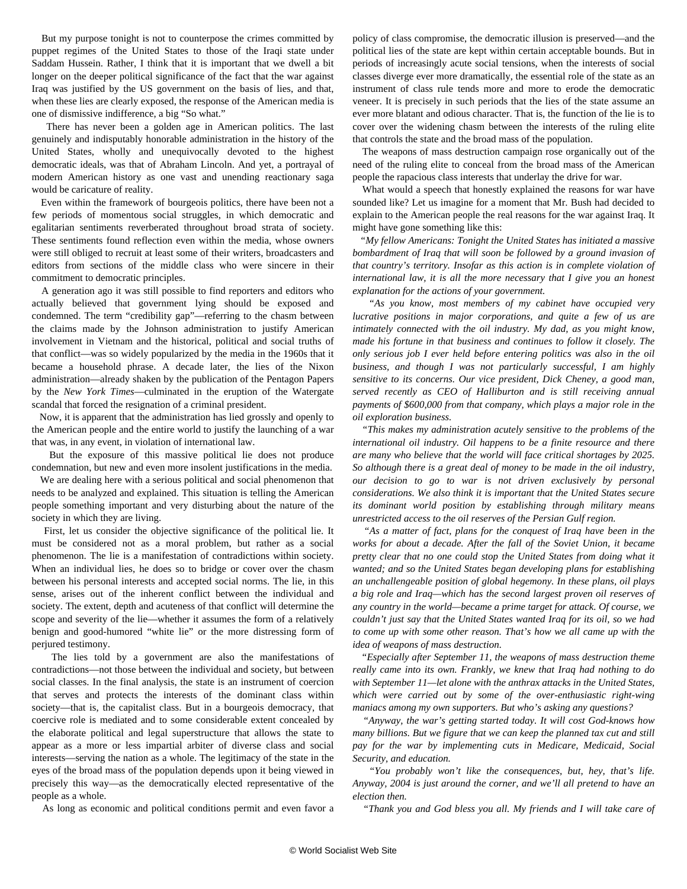But my purpose tonight is not to counterpose the crimes committed by puppet regimes of the United States to those of the Iraqi state under Saddam Hussein. Rather, I think that it is important that we dwell a bit longer on the deeper political significance of the fact that the war against Iraq was justified by the US government on the basis of lies, and that, when these lies are clearly exposed, the response of the American media is one of dismissive indifference, a big "So what."

There has never been a golden age in American politics. The last genuinely and indisputably honorable administration in the history of the United States, wholly and unequivocally devoted to the highest democratic ideals, was that of Abraham Lincoln. And yet, a portrayal of modern American history as one vast and unending reactionary saga would be caricature of reality.

Even within the framework of bourgeois politics, there have been not a few periods of momentous social struggles, in which democratic and egalitarian sentiments reverberated throughout broad strata of society. These sentiments found reflection even within the media, whose owners were still obliged to recruit at least some of their writers, broadcasters and editors from sections of the middle class who were sincere in their commitment to democratic principles.

A generation ago it was still possible to find reporters and editors who actually believed that government lying should be exposed and condemned. The term "credibility gap"—referring to the chasm between the claims made by the Johnson administration to justify American involvement in Vietnam and the historical, political and social truths of that conflict—was so widely popularized by the media in the 1960s that it became a household phrase. A decade later, the lies of the Nixon administration—already shaken by the publication of the Pentagon Papers by the *New York Times*—culminated in the eruption of the Watergate scandal that forced the resignation of a criminal president.

Now, it is apparent that the administration has lied grossly and openly to the American people and the entire world to justify the launching of a war that was, in any event, in violation of international law.

But the exposure of this massive political lie does not produce condemnation, but new and even more insolent justifications in the media.

We are dealing here with a serious political and social phenomenon that needs to be analyzed and explained. This situation is telling the American people something important and very disturbing about the nature of the society in which they are living.

First, let us consider the objective significance of the political lie. It must be considered not as a moral problem, but rather as a social phenomenon. The lie is a manifestation of contradictions within society. When an individual lies, he does so to bridge or cover over the chasm between his personal interests and accepted social norms. The lie, in this sense, arises out of the inherent conflict between the individual and society. The extent, depth and acuteness of that conflict will determine the scope and severity of the lie—whether it assumes the form of a relatively benign and good-humored "white lie" or the more distressing form of perjured testimony.

The lies told by a government are also the manifestations of contradictions—not those between the individual and society, but between social classes. In the final analysis, the state is an instrument of coercion that serves and protects the interests of the dominant class within society—that is, the capitalist class. But in a bourgeois democracy, that coercive role is mediated and to some considerable extent concealed by the elaborate political and legal superstructure that allows the state to appear as a more or less impartial arbiter of diverse class and social interests—serving the nation as a whole. The legitimacy of the state in the eyes of the broad mass of the population depends upon it being viewed in precisely this way—as the democratically elected representative of the people as a whole.

As long as economic and political conditions permit and even favor a policy of class compromise, the democratic illusion is preserved—and the political lies of the state are kept within certain acceptable bounds. But in periods of increasingly acute social tensions, when the interests of social classes diverge ever more dramatically, the essential role of the state as an instrument of class rule tends more and more to erode the democratic veneer. It is precisely in such periods that the lies of the state assume an ever more blatant and odious character. That is, the function of the lie is to cover over the widening chasm between the interests of the ruling elite that controls the state and the broad mass of the population.

The weapons of mass destruction campaign rose organically out of the need of the ruling elite to conceal from the broad mass of the American people the rapacious class interests that underlay the drive for war.

What would a speech that honestly explained the reasons for war have sounded like? Let us imagine for a moment that Mr. Bush had decided to explain to the American people the real reasons for the war against Iraq. It might have gone something like this:

"*My fellow Americans: Tonight the United States has initiated a massive bombardment of Iraq that will soon be followed by a ground invasion of that country's territory. Insofar as this action is in complete violation of international law, it is all the more necessary that I give you an honest explanation for the actions of your government.*

"*As you know, most members of my cabinet have occupied very lucrative positions in major corporations, and quite a few of us are intimately connected with the oil industry. My dad, as you might know, made his fortune in that business and continues to follow it closely. The only serious job I ever held before entering politics was also in the oil business, and though I was not particularly successful, I am highly sensitive to its concerns. Our vice president, Dick Cheney, a good man, served recently as CEO of Halliburton and is still receiving annual payments of $600,000 from that company, which plays a major role in the oil exploration business.*

"*This makes my administration acutely sensitive to the problems of the international oil industry. Oil happens to be a finite resource and there are many who believe that the world will face critical shortages by 2025. So although there is a great deal of money to be made in the oil industry, our decision to go to war is not driven exclusively by personal considerations. We also think it is important that the United States secure its dominant world position by establishing through military means unrestricted access to the oil reserves of the Persian Gulf region.*

"*As a matter of fact, plans for the conquest of Iraq have been in the works for about a decade. After the fall of the Soviet Union, it became pretty clear that no one could stop the United States from doing what it wanted; and so the United States began developing plans for establishing an unchallengeable position of global hegemony. In these plans, oil plays a big role and Iraq—which has the second largest proven oil reserves of any country in the world—became a prime target for attack. Of course, we couldn't just say that the United States wanted Iraq for its oil, so we had to come up with some other reason. That's how we all came up with the idea of weapons of mass destruction.*

"*Especially after September 11, the weapons of mass destruction theme really came into its own. Frankly, we knew that Iraq had nothing to do with September 11—let alone with the anthrax attacks in the United States, which were carried out by some of the over-enthusiastic right-wing maniacs among my own supporters. But who's asking any questions?*

"*Anyway, the war's getting started today. It will cost God-knows how many billions. But we figure that we can keep the planned tax cut and still pay for the war by implementing cuts in Medicare, Medicaid, Social Security, and education.*

"*You probably won't like the consequences, but, hey, that's life. Anyway, 2004 is just around the corner, and we'll all pretend to have an election then.*

"*Thank you and God bless you all. My friends and I will take care of*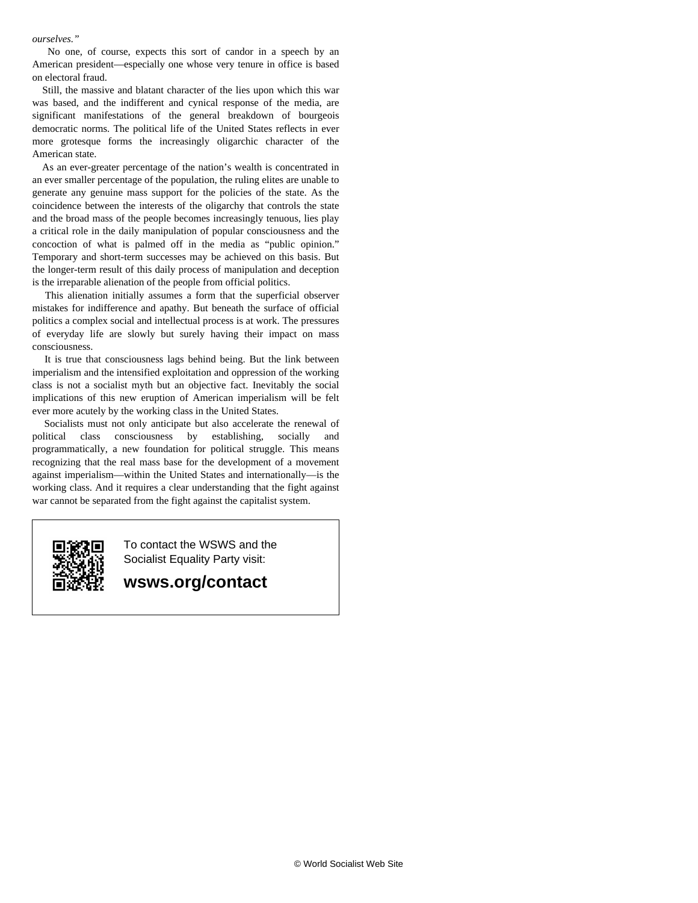*ourselves.”*

No one, of course, expects this sort of candor in a speech by an American president—especially one whose very tenure in office is based on electoral fraud.

Still, the massive and blatant character of the lies upon which this war was based, and the indifferent and cynical response of the media, are significant manifestations of the general breakdown of bourgeois democratic norms. The political life of the United States reflects in ever more grotesque forms the increasingly oligarchic character of the American state.

As an ever-greater percentage of the nation’s wealth is concentrated in an ever smaller percentage of the population, the ruling elites are unable to generate any genuine mass support for the policies of the state. As the coincidence between the interests of the oligarchy that controls the state and the broad mass of the people becomes increasingly tenuous, lies play a critical role in the daily manipulation of popular consciousness and the concoction of what is palmed off in the media as “public opinion.” Temporary and short-term successes may be achieved on this basis. But the longer-term result of this daily process of manipulation and deception is the irreparable alienation of the people from official politics.

This alienation initially assumes a form that the superficial observer mistakes for indifference and apathy. But beneath the surface of official politics a complex social and intellectual process is at work. The pressures of everyday life are slowly but surely having their impact on mass consciousness.

It is true that consciousness lags behind being. But the link between imperialism and the intensified exploitation and oppression of the working class is not a socialist myth but an objective fact. Inevitably the social implications of this new eruption of American imperialism will be felt ever more acutely by the working class in the United States.

Socialists must not only anticipate but also accelerate the renewal of political class consciousness by establishing, socially and programmatically, a new foundation for political struggle. This means recognizing that the real mass base for the development of a movement against imperialism—within the United States and internationally—is the working class. And it requires a clear understanding that the fight against war cannot be separated from the fight against the capitalist system.

To contact the WSWS and the Socialist Equality Party visit:

**wsws.org/contact**